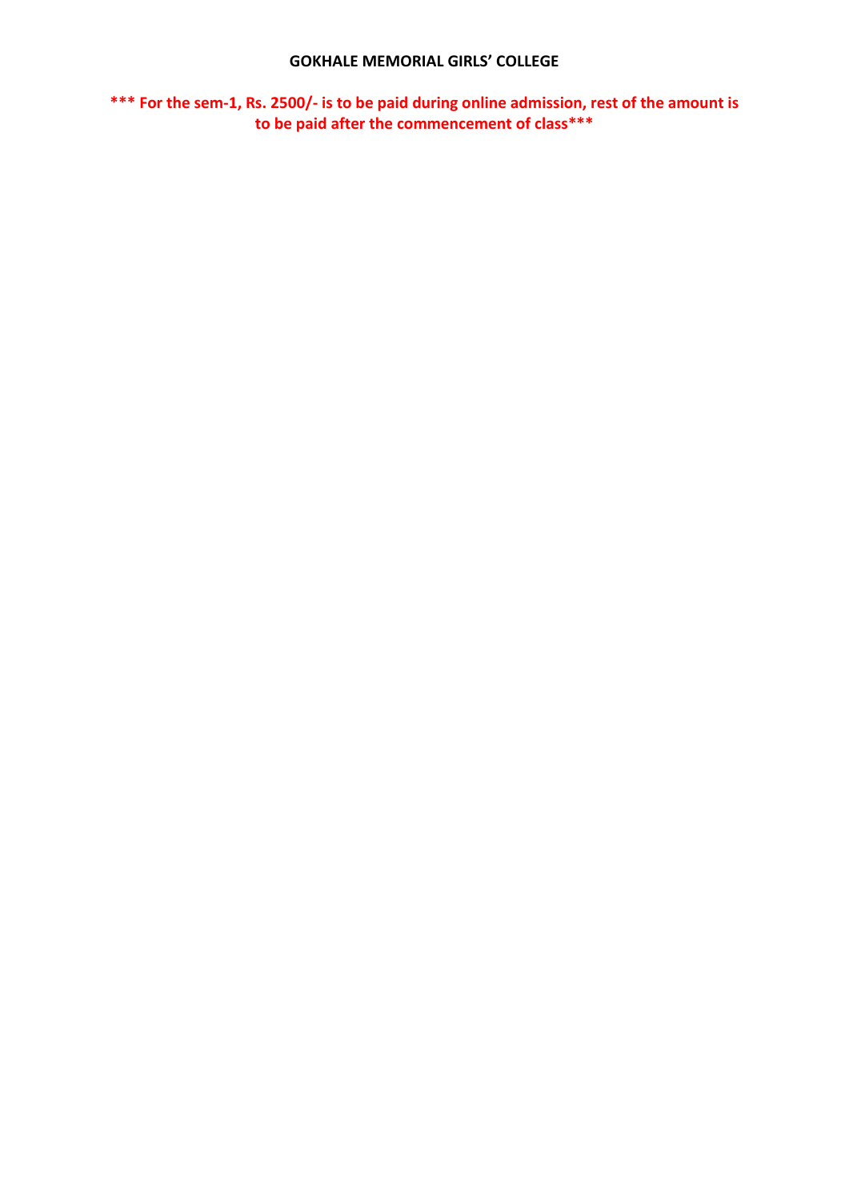**GOKHALE MEMORIAL GIRLS' COLLEGE**

**\*\*\* For the sem-1, Rs. 2500/- is to be paid during online admission, rest of the amount is to be paid after the commencement of class\*\*\***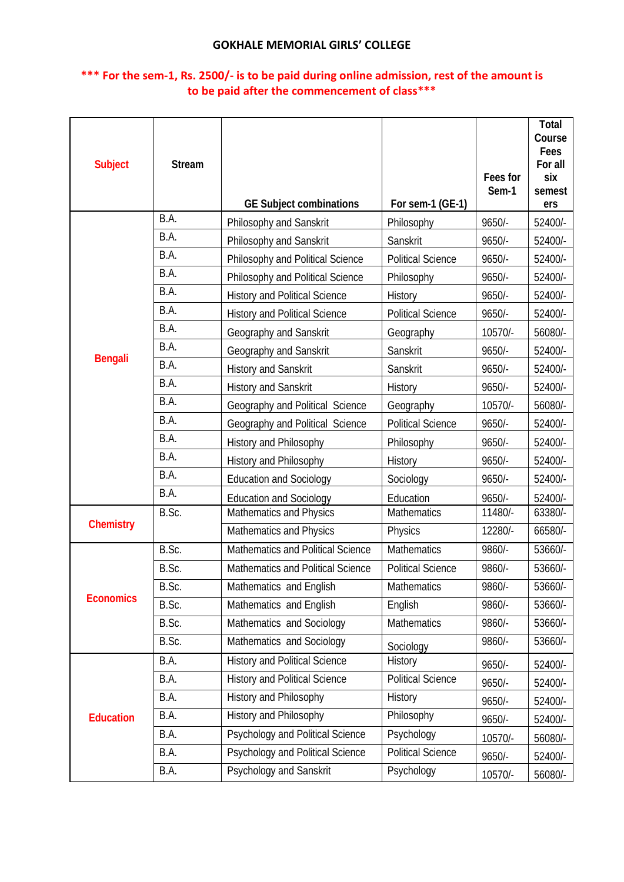**GOKHALE MEMORIAL GIRLS' COLLEGE**

**\*\*\* For the sem-1, Rs. 2500/- is to be paid during online admission, rest of the amount is to be paid after the commencement of class\*\*\***

| Subject | Stream | GE Subject combinations | For sem-1 (GE-1) | Fees for Sem-1 | Total Course Fees For all six semesters |
|---|---|---|---|---|---|
| Bengali | B.A. | Philosophy and Sanskrit | Philosophy | 9650/- | 52400/- |
| | B.A. | Philosophy and Sanskrit | Sanskrit | 9650/- | 52400/- |
| | B.A. | Philosophy and Political Science | Political Science | 9650/- | 52400/- |
| | B.A. | Philosophy and Political Science | Philosophy | 9650/- | 52400/- |
| | B.A. | History and Political Science | History | 9650/- | 52400/- |
| | B.A. | History and Political Science | Political Science | 9650/- | 52400/- |
| | B.A. | Geography and Sanskrit | Geography | 10570/- | 56080/- |
| | B.A. | Geography and Sanskrit | Sanskrit | 9650/- | 52400/- |
| | B.A. | History and Sanskrit | Sanskrit | 9650/- | 52400/- |
| | B.A. | History and Sanskrit | History | 9650/- | 52400/- |
| | B.A. | Geography and Political Science | Geography | 10570/- | 56080/- |
| | B.A. | Geography and Political Science | Political Science | 9650/- | 52400/- |
| | B.A. | History and Philosophy | Philosophy | 9650/- | 52400/- |
| | B.A. | History and Philosophy | History | 9650/- | 52400/- |
| | B.A. | Education and Sociology | Sociology | 9650/- | 52400/- |
| | B.A. | Education and Sociology | Education | 9650/- | 52400/- |
| Chemistry | B.Sc. | Mathematics and Physics | Mathematics | 11480/- | 63380/- |
| | | Mathematics and Physics | Physics | 12280/- | 66580/- |
| Economics | B.Sc. | Mathematics and Political Science | Mathematics | 9860/- | 53660/- |
| | B.Sc. | Mathematics and Political Science | Political Science | 9860/- | 53660/- |
| | B.Sc. | Mathematics and English | Mathematics | 9860/- | 53660/- |
| | B.Sc. | Mathematics and English | English | 9860/- | 53660/- |
| | B.Sc. | Mathematics and Sociology | Mathematics | 9860/- | 53660/- |
| | B.Sc. | Mathematics and Sociology | Sociology | 9860/- | 53660/- |
| Education | B.A. | History and Political Science | History | 9650/- | 52400/- |
| | B.A. | History and Political Science | Political Science | 9650/- | 52400/- |
| | B.A. | History and Philosophy | History | 9650/- | 52400/- |
| | B.A. | History and Philosophy | Philosophy | 9650/- | 52400/- |
| | B.A. | Psychology and Political Science | Psychology | 10570/- | 56080/- |
| | B.A. | Psychology and Political Science | Political Science | 9650/- | 52400/- |
| | B.A. | Psychology and Sanskrit | Psychology | 10570/- | 56080/- |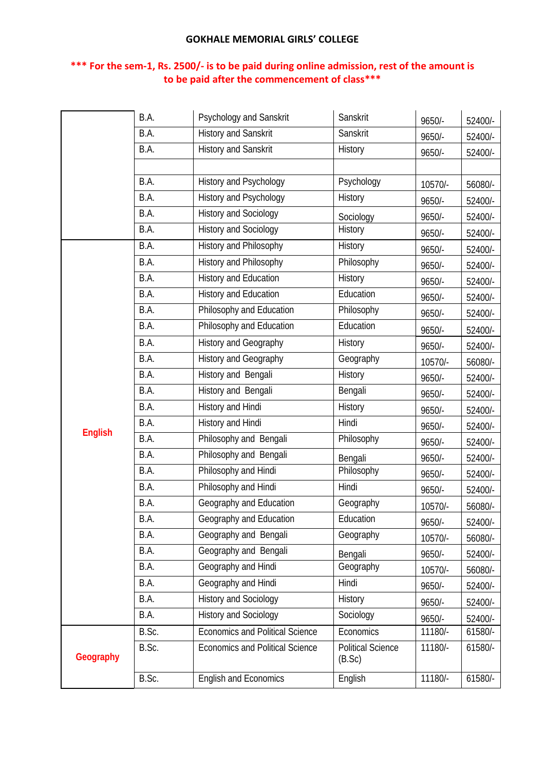GOKHALE MEMORIAL GIRLS' COLLEGE

**\*\*\* For the sem-1, Rs. 2500/- is to be paid during online admission, rest of the amount is to be paid after the commencement of class\*\*\***

| | | | | | |
|---|---|---|---|---|---|
| | B.A. | Psychology and Sanskrit | Sanskrit | 9650/- | 52400/- |
| | B.A. | History and Sanskrit | Sanskrit | 9650/- | 52400/- |
| | B.A. | History and Sanskrit | History | 9650/- | 52400/- |
| | | | | | |
| | B.A. | History and Psychology | Psychology | 10570/- | 56080/- |
| | B.A. | History and Psychology | History | 9650/- | 52400/- |
| | B.A. | History and Sociology | Sociology | 9650/- | 52400/- |
| | B.A. | History and Sociology | History | 9650/- | 52400/- |
| English | B.A. | History and Philosophy | History | 9650/- | 52400/- |
| | B.A. | History and Philosophy | Philosophy | 9650/- | 52400/- |
| | B.A. | History and Education | History | 9650/- | 52400/- |
| | B.A. | History and Education | Education | 9650/- | 52400/- |
| | B.A. | Philosophy and Education | Philosophy | 9650/- | 52400/- |
| | B.A. | Philosophy and Education | Education | 9650/- | 52400/- |
| | B.A. | History and Geography | History | 9650/- | 52400/- |
| | B.A. | History and Geography | Geography | 10570/- | 56080/- |
| | B.A. | History and Bengali | History | 9650/- | 52400/- |
| | B.A. | History and Bengali | Bengali | 9650/- | 52400/- |
| | B.A. | History and Hindi | History | 9650/- | 52400/- |
| | B.A. | History and Hindi | Hindi | 9650/- | 52400/- |
| | B.A. | Philosophy and Bengali | Philosophy | 9650/- | 52400/- |
| | B.A. | Philosophy and Bengali | Bengali | 9650/- | 52400/- |
| | B.A. | Philosophy and Hindi | Philosophy | 9650/- | 52400/- |
| | B.A. | Philosophy and Hindi | Hindi | 9650/- | 52400/- |
| | B.A. | Geography and Education | Geography | 10570/- | 56080/- |
| | B.A. | Geography and Education | Education | 9650/- | 52400/- |
| | B.A. | Geography and Bengali | Geography | 10570/- | 56080/- |
| | B.A. | Geography and Bengali | Bengali | 9650/- | 52400/- |
| | B.A. | Geography and Hindi | Geography | 10570/- | 56080/- |
| | B.A. | Geography and Hindi | Hindi | 9650/- | 52400/- |
| | B.A. | History and Sociology | History | 9650/- | 52400/- |
| | B.A. | History and Sociology | Sociology | 9650/- | 52400/- |
| Geography | B.Sc. | Economics and Political Science | Economics | 11180/- | 61580/- |
| | B.Sc. | Economics and Political Science | Political Science (B.Sc) | 11180/- | 61580/- |
| | B.Sc. | English and Economics | English | 11180/- | 61580/- |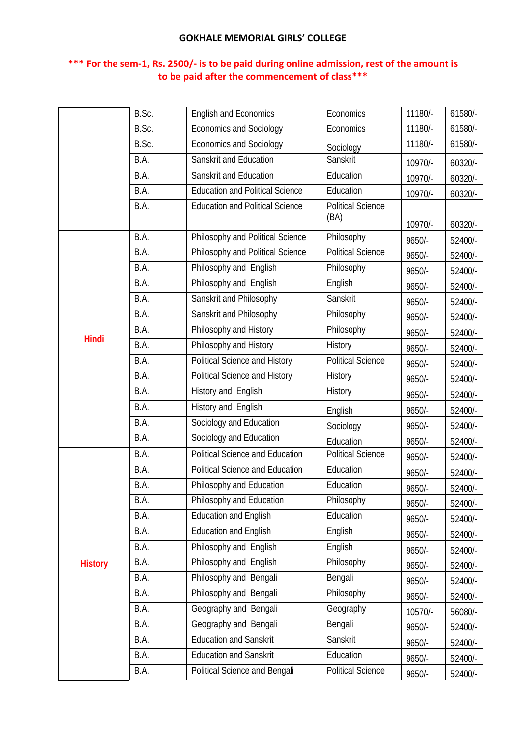**GOKHALE MEMORIAL GIRLS' COLLEGE**

**\*\*\* For the sem-1, Rs. 2500/- is to be paid during online admission, rest of the amount is to be paid after the commencement of class\*\*\***

| | | | | | |
|---|---|---|---|---|---|
| | B.Sc. | English and Economics | Economics | 11180/- | 61580/- |
| | B.Sc. | Economics and Sociology | Economics | 11180/- | 61580/- |
| | B.Sc. | Economics and Sociology | Sociology | 11180/- | 61580/- |
| | B.A. | Sanskrit and Education | Sanskrit | 10970/- | 60320/- |
| | B.A. | Sanskrit and Education | Education | 10970/- | 60320/- |
| | B.A. | Education and Political Science | Education | 10970/- | 60320/- |
| | B.A. | Education and Political Science | Political Science (BA) | 10970/- | 60320/- |
| Hindi | B.A. | Philosophy and Political Science | Philosophy | 9650/- | 52400/- |
| | B.A. | Philosophy and Political Science | Political Science | 9650/- | 52400/- |
| | B.A. | Philosophy and English | Philosophy | 9650/- | 52400/- |
| | B.A. | Philosophy and English | English | 9650/- | 52400/- |
| | B.A. | Sanskrit and Philosophy | Sanskrit | 9650/- | 52400/- |
| | B.A. | Sanskrit and Philosophy | Philosophy | 9650/- | 52400/- |
| | B.A. | Philosophy and History | Philosophy | 9650/- | 52400/- |
| | B.A. | Philosophy and History | History | 9650/- | 52400/- |
| | B.A. | Political Science and History | Political Science | 9650/- | 52400/- |
| | B.A. | Political Science and History | History | 9650/- | 52400/- |
| | B.A. | History and English | History | 9650/- | 52400/- |
| | B.A. | History and English | English | 9650/- | 52400/- |
| | B.A. | Sociology and Education | Sociology | 9650/- | 52400/- |
| | B.A. | Sociology and Education | Education | 9650/- | 52400/- |
| History | B.A. | Political Science and Education | Political Science | 9650/- | 52400/- |
| | B.A. | Political Science and Education | Education | 9650/- | 52400/- |
| | B.A. | Philosophy and Education | Education | 9650/- | 52400/- |
| | B.A. | Philosophy and Education | Philosophy | 9650/- | 52400/- |
| | B.A. | Education and English | Education | 9650/- | 52400/- |
| | B.A. | Education and English | English | 9650/- | 52400/- |
| | B.A. | Philosophy and English | English | 9650/- | 52400/- |
| | B.A. | Philosophy and English | Philosophy | 9650/- | 52400/- |
| | B.A. | Philosophy and Bengali | Bengali | 9650/- | 52400/- |
| | B.A. | Philosophy and Bengali | Philosophy | 9650/- | 52400/- |
| | B.A. | Geography and Bengali | Geography | 10570/- | 56080/- |
| | B.A. | Geography and Bengali | Bengali | 9650/- | 52400/- |
| | B.A. | Education and Sanskrit | Sanskrit | 9650/- | 52400/- |
| | B.A. | Education and Sanskrit | Education | 9650/- | 52400/- |
| | B.A. | Political Science and Bengali | Political Science | 9650/- | 52400/- |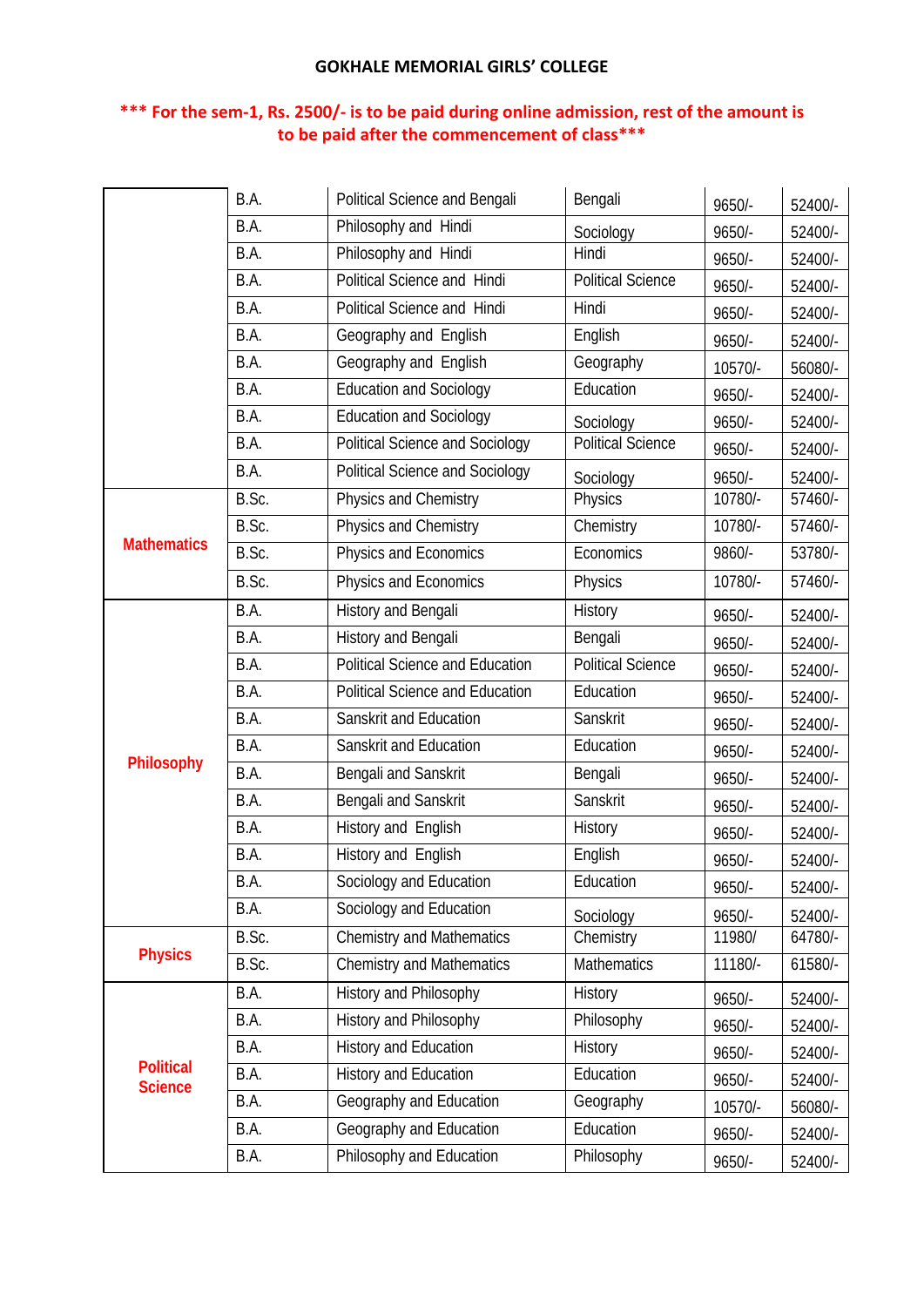**GOKHALE MEMORIAL GIRLS' COLLEGE**

**\*\*\* For the sem-1, Rs. 2500/- is to be paid during online admission, rest of the amount is to be paid after the commencement of class\*\*\***

| | | | | | |
|---|---|---|---|---|---|
| | B.A. | Political Science and Bengali | Bengali | 9650/- | 52400/- |
| | B.A. | Philosophy and Hindi | Sociology | 9650/- | 52400/- |
| | B.A. | Philosophy and Hindi | Hindi | 9650/- | 52400/- |
| | B.A. | Political Science and Hindi | Political Science | 9650/- | 52400/- |
| | B.A. | Political Science and Hindi | Hindi | 9650/- | 52400/- |
| | B.A. | Geography and English | English | 9650/- | 52400/- |
| | B.A. | Geography and English | Geography | 10570/- | 56080/- |
| | B.A. | Education and Sociology | Education | 9650/- | 52400/- |
| | B.A. | Education and Sociology | Sociology | 9650/- | 52400/- |
| | B.A. | Political Science and Sociology | Political Science | 9650/- | 52400/- |
| | B.A. | Political Science and Sociology | Sociology | 9650/- | 52400/- |
| Mathematics | B.Sc. | Physics and Chemistry | Physics | 10780/- | 57460/- |
| | B.Sc. | Physics and Chemistry | Chemistry | 10780/- | 57460/- |
| | B.Sc. | Physics and Economics | Economics | 9860/- | 53780/- |
| | B.Sc. | Physics and Economics | Physics | 10780/- | 57460/- |
| Philosophy | B.A. | History and Bengali | History | 9650/- | 52400/- |
| | B.A. | History and Bengali | Bengali | 9650/- | 52400/- |
| | B.A. | Political Science and Education | Political Science | 9650/- | 52400/- |
| | B.A. | Political Science and Education | Education | 9650/- | 52400/- |
| | B.A. | Sanskrit and Education | Sanskrit | 9650/- | 52400/- |
| | B.A. | Sanskrit and Education | Education | 9650/- | 52400/- |
| | B.A. | Bengali and Sanskrit | Bengali | 9650/- | 52400/- |
| | B.A. | Bengali and Sanskrit | Sanskrit | 9650/- | 52400/- |
| | B.A. | History and English | History | 9650/- | 52400/- |
| | B.A. | History and English | English | 9650/- | 52400/- |
| | B.A. | Sociology and Education | Education | 9650/- | 52400/- |
| | B.A. | Sociology and Education | Sociology | 9650/- | 52400/- |
| Physics | B.Sc. | Chemistry and Mathematics | Chemistry | 11980/ | 64780/- |
| | B.Sc. | Chemistry and Mathematics | Mathematics | 11180/- | 61580/- |
| Political Science | B.A. | History and Philosophy | History | 9650/- | 52400/- |
| | B.A. | History and Philosophy | Philosophy | 9650/- | 52400/- |
| | B.A. | History and Education | History | 9650/- | 52400/- |
| | B.A. | History and Education | Education | 9650/- | 52400/- |
| | B.A. | Geography and Education | Geography | 10570/- | 56080/- |
| | B.A. | Geography and Education | Education | 9650/- | 52400/- |
| | B.A. | Philosophy and Education | Philosophy | 9650/- | 52400/- |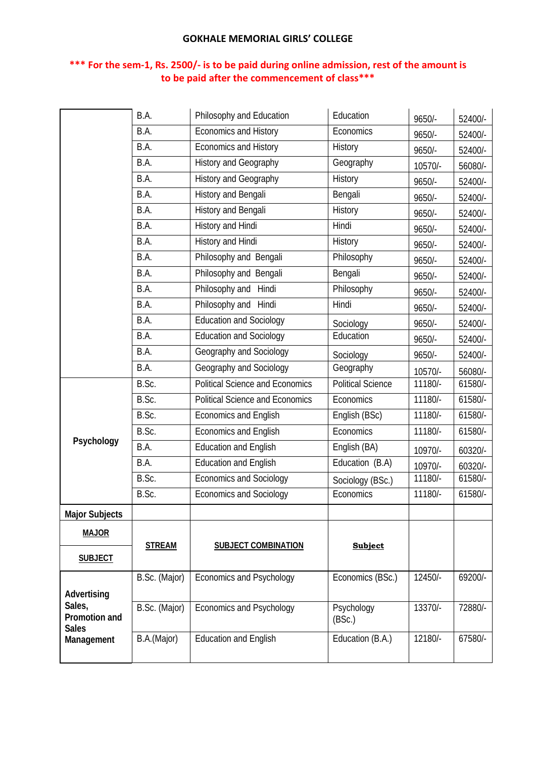**GOKHALE MEMORIAL GIRLS' COLLEGE**

**\*\*\* For the sem-1, Rs. 2500/- is to be paid during online admission, rest of the amount is to be paid after the commencement of class\*\*\***

| | | | | | |
|---|---|---|---|---|---|
| | B.A. | Philosophy and Education | Education | 9650/- | 52400/- |
| | B.A. | Economics and History | Economics | 9650/- | 52400/- |
| | B.A. | Economics and History | History | 9650/- | 52400/- |
| | B.A. | History and Geography | Geography | 10570/- | 56080/- |
| | B.A. | History and Geography | History | 9650/- | 52400/- |
| | B.A. | History and Bengali | Bengali | 9650/- | 52400/- |
| | B.A. | History and Bengali | History | 9650/- | 52400/- |
| | B.A. | History and Hindi | Hindi | 9650/- | 52400/- |
| | B.A. | History and Hindi | History | 9650/- | 52400/- |
| | B.A. | Philosophy and Bengali | Philosophy | 9650/- | 52400/- |
| | B.A. | Philosophy and Bengali | Bengali | 9650/- | 52400/- |
| | B.A. | Philosophy and Hindi | Philosophy | 9650/- | 52400/- |
| | B.A. | Philosophy and Hindi | Hindi | 9650/- | 52400/- |
| | B.A. | Education and Sociology | Sociology | 9650/- | 52400/- |
| | B.A. | Education and Sociology | Education | 9650/- | 52400/- |
| | B.A. | Geography and Sociology | Sociology | 9650/- | 52400/- |
| | B.A. | Geography and Sociology | Geography | 10570/- | 56080/- |
| **Psychology** | B.Sc. | Political Science and Economics | Political Science | 11180/- | 61580/- |
| | B.Sc. | Political Science and Economics | Economics | 11180/- | 61580/- |
| | B.Sc. | Economics and English | English (BSc) | 11180/- | 61580/- |
| | B.Sc. | Economics and English | Economics | 11180/- | 61580/- |
| | B.A. | Education and English | English (BA) | 10970/- | 60320/- |
| | B.A. | Education and English | Education (B.A) | 10970/- | 60320/- |
| | B.Sc. | Economics and Sociology | Sociology (BSc.) | 11180/- | 61580/- |
| | B.Sc. | Economics and Sociology | Economics | 11180/- | 61580/- |
| **Major Subjects** | | | | | |
| **MAJOR SUBJECT** | **STREAM** | **SUBJECT COMBINATION** | **Subject** | | |
| **Advertising Sales, Promotion and Sales Management** | B.Sc. (Major) | Economics and Psychology | Economics (BSc.) | 12450/- | 69200/- |
| | B.Sc. (Major) | Economics and Psychology | Psychology (BSc.) | 13370/- | 72880/- |
| | B.A.(Major) | Education and English | Education (B.A.) | 12180/- | 67580/- |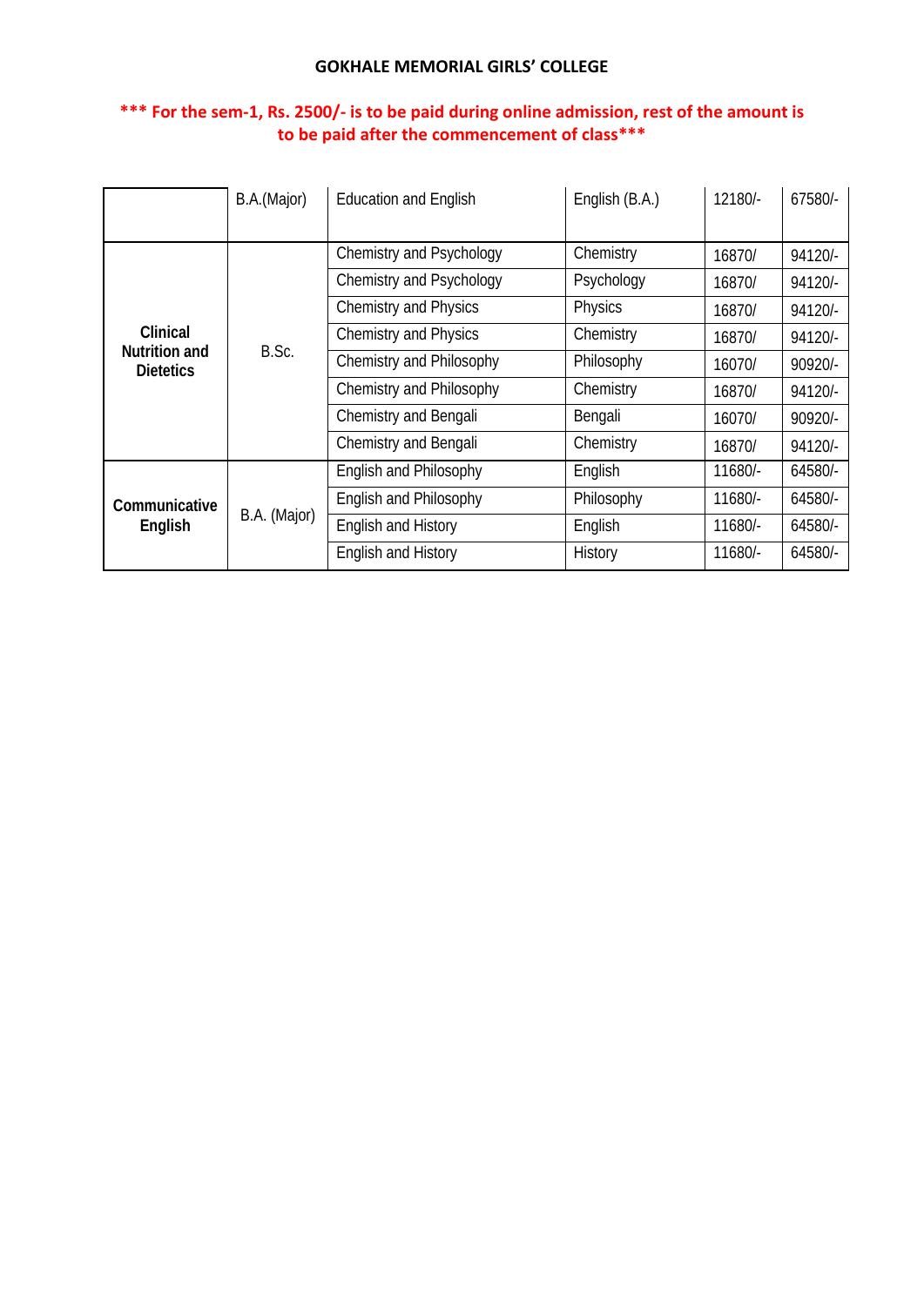**GOKHALE MEMORIAL GIRLS' COLLEGE**

**\*\*\* For the sem-1, Rs. 2500/- is to be paid during online admission, rest of the amount is to be paid after the commencement of class\*\*\***

| | | | | | |
|---|---|---|---|---|---|
| | B.A.(Major) | Education and English | English (B.A.) | 12180/- | 67580/- |
| **Clinical Nutrition and Dietetics** | B.Sc. | Chemistry and Psychology | Chemistry | 16870/ | 94120/- |
| | | Chemistry and Psychology | Psychology | 16870/ | 94120/- |
| | | Chemistry and Physics | Physics | 16870/ | 94120/- |
| | | Chemistry and Physics | Chemistry | 16870/ | 94120/- |
| | | Chemistry and Philosophy | Philosophy | 16070/ | 90920/- |
| | | Chemistry and Philosophy | Chemistry | 16870/ | 94120/- |
| | | Chemistry and Bengali | Bengali | 16070/ | 90920/- |
| | | Chemistry and Bengali | Chemistry | 16870/ | 94120/- |
| **Communicative English** | B.A. (Major) | English and Philosophy | English | 11680/- | 64580/- |
| | | English and Philosophy | Philosophy | 11680/- | 64580/- |
| | | English and History | English | 11680/- | 64580/- |
| | | English and History | History | 11680/- | 64580/- |